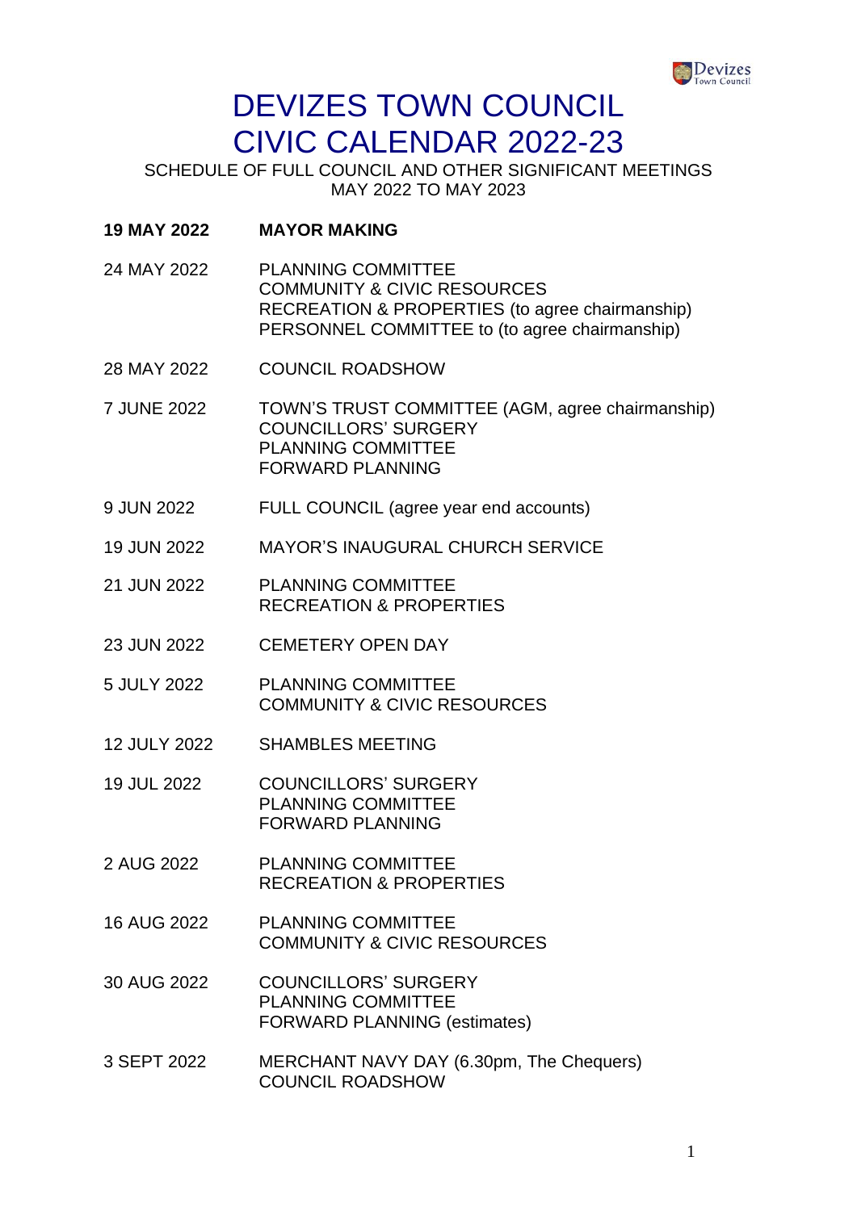# DEVIZES TOWN COUNCIL
# CIVIC CALENDAR 2022-23

SCHEDULE OF FULL COUNCIL AND OTHER SIGNIFICANT MEETINGS
MAY 2022 TO MAY 2023

| | |
|---|---|
| **19 MAY 2022** | **MAYOR MAKING** |
| 24 MAY 2022 | PLANNING COMMITTEE<br>COMMUNITY & CIVIC RESOURCES<br>RECREATION & PROPERTIES (to agree chairmanship)<br>PERSONNEL COMMITTEE to (to agree chairmanship) |
| 28 MAY 2022 | COUNCIL ROADSHOW |
| 7 JUNE 2022 | TOWN'S TRUST COMMITTEE (AGM, agree chairmanship)<br>COUNCILLORS' SURGERY<br>PLANNING COMMITTEE<br>FORWARD PLANNING |
| 9 JUN 2022 | FULL COUNCIL (agree year end accounts) |
| 19 JUN 2022 | MAYOR'S INAUGURAL CHURCH SERVICE |
| 21 JUN 2022 | PLANNING COMMITTEE<br>RECREATION & PROPERTIES |
| 23 JUN 2022 | CEMETERY OPEN DAY |
| 5 JULY 2022 | PLANNING COMMITTEE<br>COMMUNITY & CIVIC RESOURCES |
| 12 JULY 2022 | SHAMBLES MEETING |
| 19 JUL 2022 | COUNCILLORS' SURGERY<br>PLANNING COMMITTEE<br>FORWARD PLANNING |
| 2 AUG 2022 | PLANNING COMMITTEE<br>RECREATION & PROPERTIES |
| 16 AUG 2022 | PLANNING COMMITTEE<br>COMMUNITY & CIVIC RESOURCES |
| 30 AUG 2022 | COUNCILLORS' SURGERY<br>PLANNING COMMITTEE<br>FORWARD PLANNING (estimates) |
| 3 SEPT 2022 | MERCHANT NAVY DAY (6.30pm, The Chequers)<br>COUNCIL ROADSHOW |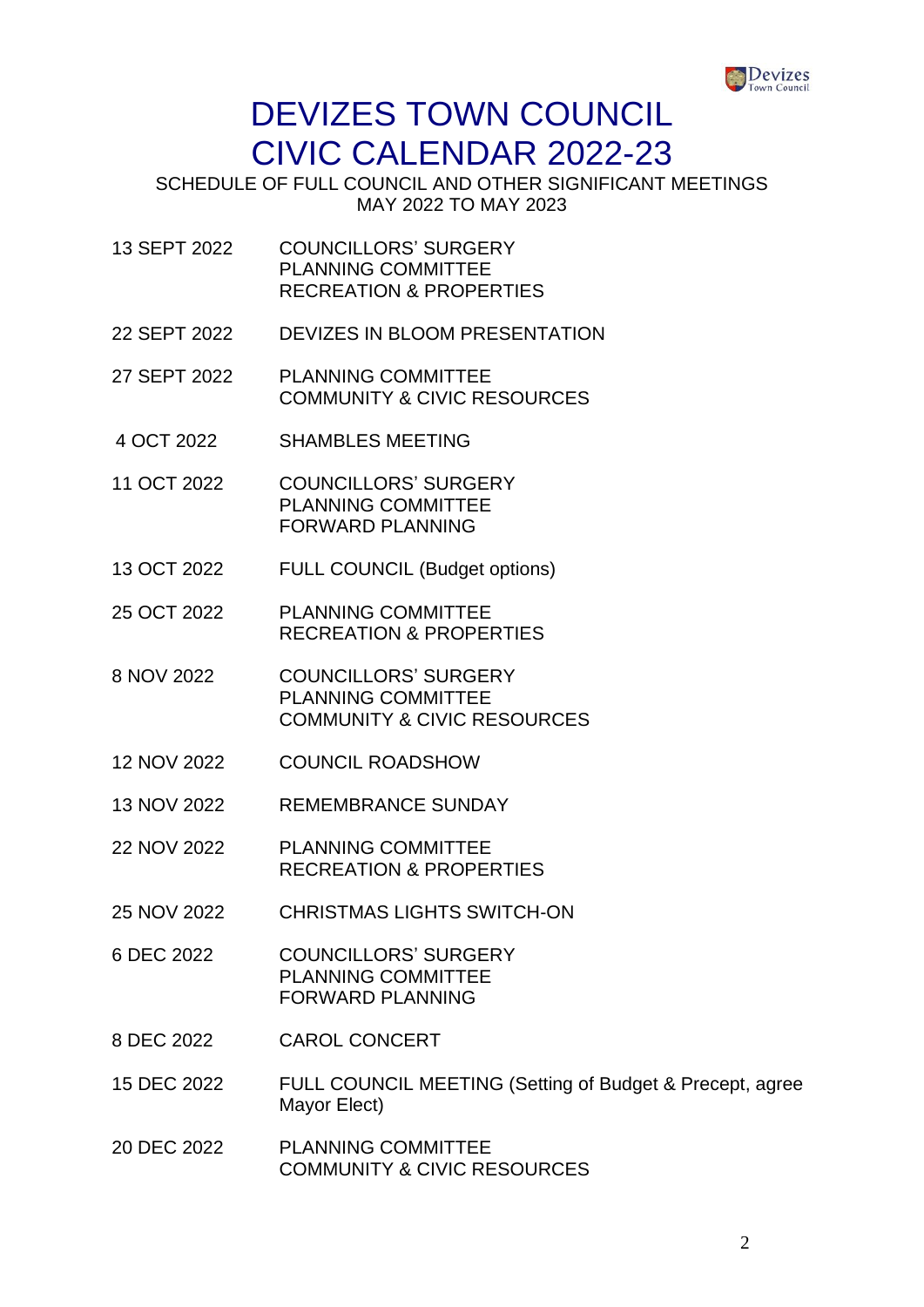# DEVIZES TOWN COUNCIL
# CIVIC CALENDAR 2022-23

SCHEDULE OF FULL COUNCIL AND OTHER SIGNIFICANT MEETINGS
MAY 2022 TO MAY 2023

| | |
|---|---|
| 13 SEPT 2022 | COUNCILLORS' SURGERY<br>PLANNING COMMITTEE<br>RECREATION & PROPERTIES |
| 22 SEPT 2022 | DEVIZES IN BLOOM PRESENTATION |
| 27 SEPT 2022 | PLANNING COMMITTEE<br>COMMUNITY & CIVIC RESOURCES |
| 4 OCT 2022 | SHAMBLES MEETING |
| 11 OCT 2022 | COUNCILLORS' SURGERY<br>PLANNING COMMITTEE<br>FORWARD PLANNING |
| 13 OCT 2022 | FULL COUNCIL (Budget options) |
| 25 OCT 2022 | PLANNING COMMITTEE<br>RECREATION & PROPERTIES |
| 8 NOV 2022 | COUNCILLORS' SURGERY<br>PLANNING COMMITTEE<br>COMMUNITY & CIVIC RESOURCES |
| 12 NOV 2022 | COUNCIL ROADSHOW |
| 13 NOV 2022 | REMEMBRANCE SUNDAY |
| 22 NOV 2022 | PLANNING COMMITTEE<br>RECREATION & PROPERTIES |
| 25 NOV 2022 | CHRISTMAS LIGHTS SWITCH-ON |
| 6 DEC 2022 | COUNCILLORS' SURGERY<br>PLANNING COMMITTEE<br>FORWARD PLANNING |
| 8 DEC 2022 | CAROL CONCERT |
| 15 DEC 2022 | FULL COUNCIL MEETING (Setting of Budget & Precept, agree Mayor Elect) |
| 20 DEC 2022 | PLANNING COMMITTEE<br>COMMUNITY & CIVIC RESOURCES |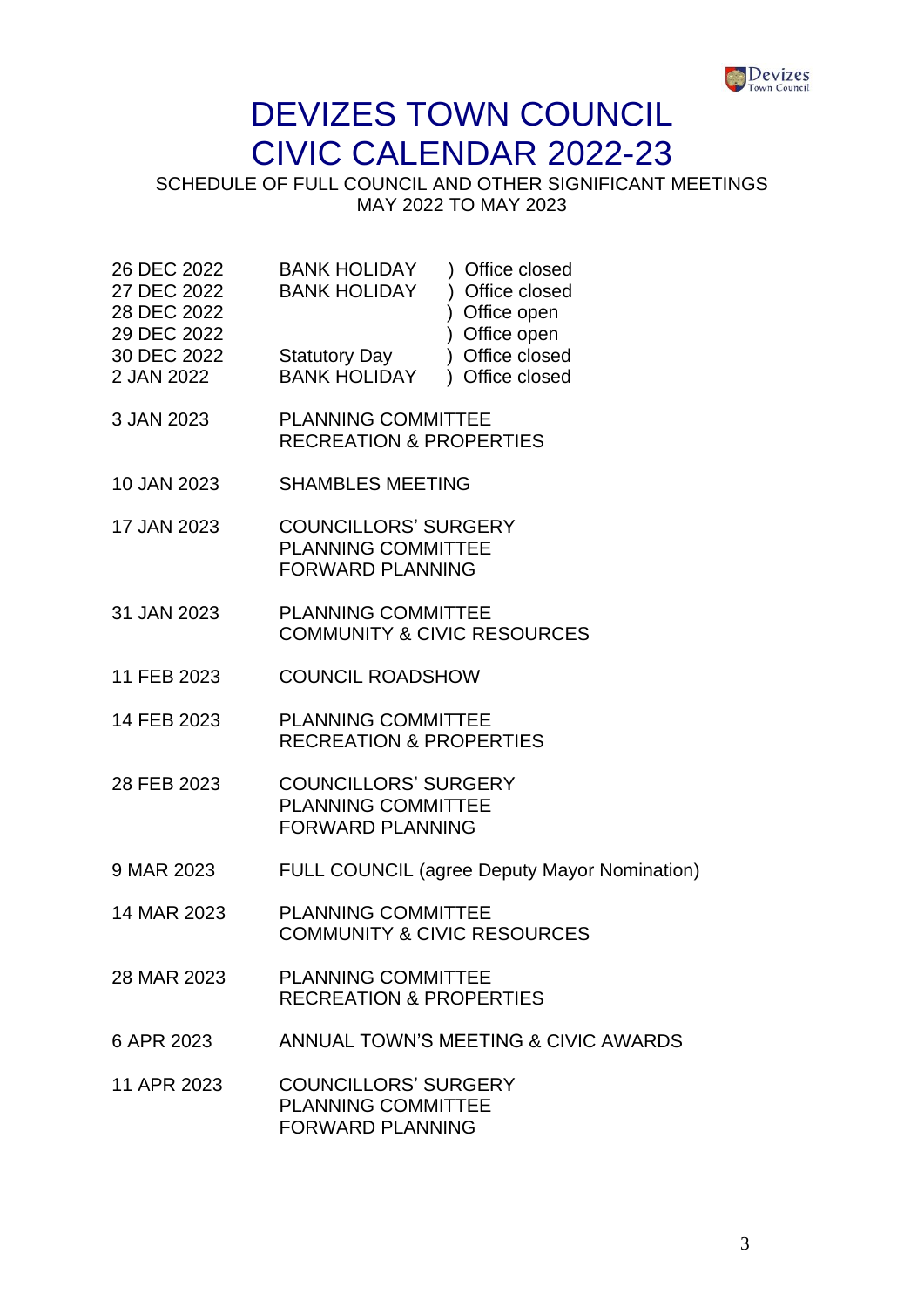# DEVIZES TOWN COUNCIL
# CIVIC CALENDAR 2022-23

SCHEDULE OF FULL COUNCIL AND OTHER SIGNIFICANT MEETINGS
MAY 2022 TO MAY 2023

| | | |
|---|---|---|
| 26 DEC 2022 | BANK HOLIDAY | ) Office closed |
| 27 DEC 2022 | BANK HOLIDAY | ) Office closed |
| 28 DEC 2022 | | ) Office open |
| 29 DEC 2022 | | ) Office open |
| 30 DEC 2022 | Statutory Day | ) Office closed |
| 2 JAN 2022 | BANK HOLIDAY | ) Office closed |

3 JAN 2023 — PLANNING COMMITTEE
RECREATION & PROPERTIES

10 JAN 2023 — SHAMBLES MEETING

17 JAN 2023 — COUNCILLORS' SURGERY
PLANNING COMMITTEE
FORWARD PLANNING

31 JAN 2023 — PLANNING COMMITTEE
COMMUNITY & CIVIC RESOURCES

11 FEB 2023 — COUNCIL ROADSHOW

14 FEB 2023 — PLANNING COMMITTEE
RECREATION & PROPERTIES

28 FEB 2023 — COUNCILLORS' SURGERY
PLANNING COMMITTEE
FORWARD PLANNING

9 MAR 2023 — FULL COUNCIL (agree Deputy Mayor Nomination)

14 MAR 2023 — PLANNING COMMITTEE
COMMUNITY & CIVIC RESOURCES

28 MAR 2023 — PLANNING COMMITTEE
RECREATION & PROPERTIES

6 APR 2023 — ANNUAL TOWN'S MEETING & CIVIC AWARDS

11 APR 2023 — COUNCILLORS' SURGERY
PLANNING COMMITTEE
FORWARD PLANNING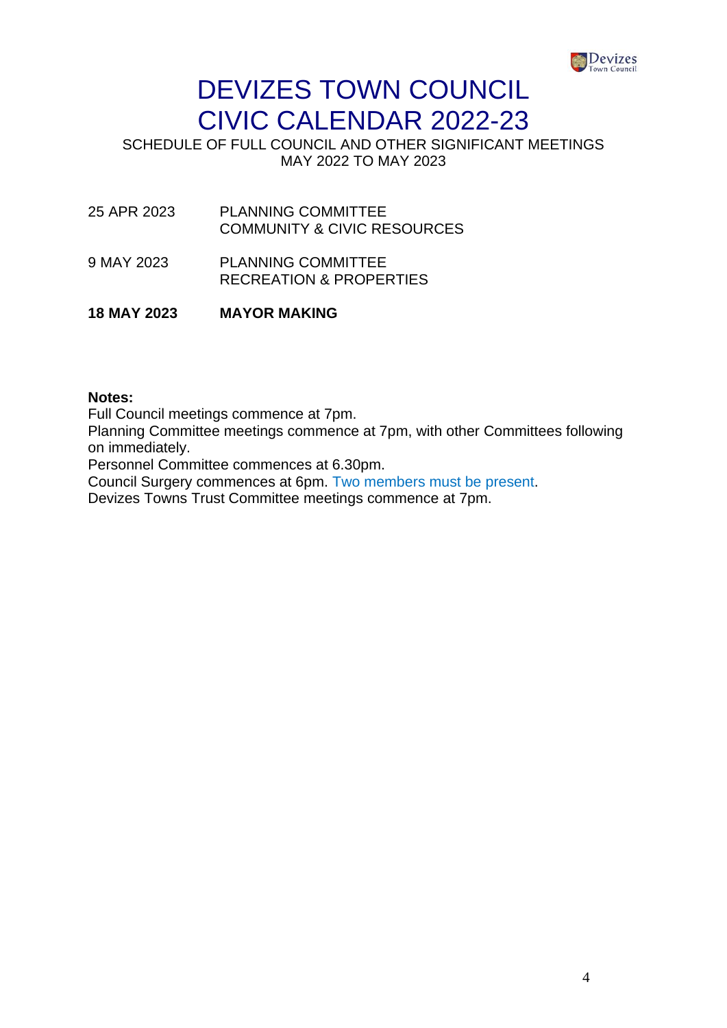# DEVIZES TOWN COUNCIL
# CIVIC CALENDAR 2022-23

SCHEDULE OF FULL COUNCIL AND OTHER SIGNIFICANT MEETINGS
MAY 2022 TO MAY 2023

| | |
|---|---|
| 25 APR 2023 | PLANNING COMMITTEE<br>COMMUNITY & CIVIC RESOURCES |
| 9 MAY 2023 | PLANNING COMMITTEE<br>RECREATION & PROPERTIES |
| **18 MAY 2023** | **MAYOR MAKING** |

**Notes:**

Full Council meetings commence at 7pm.
Planning Committee meetings commence at 7pm, with other Committees following on immediately.
Personnel Committee commences at 6.30pm.
Council Surgery commences at 6pm. Two members must be present.
Devizes Towns Trust Committee meetings commence at 7pm.